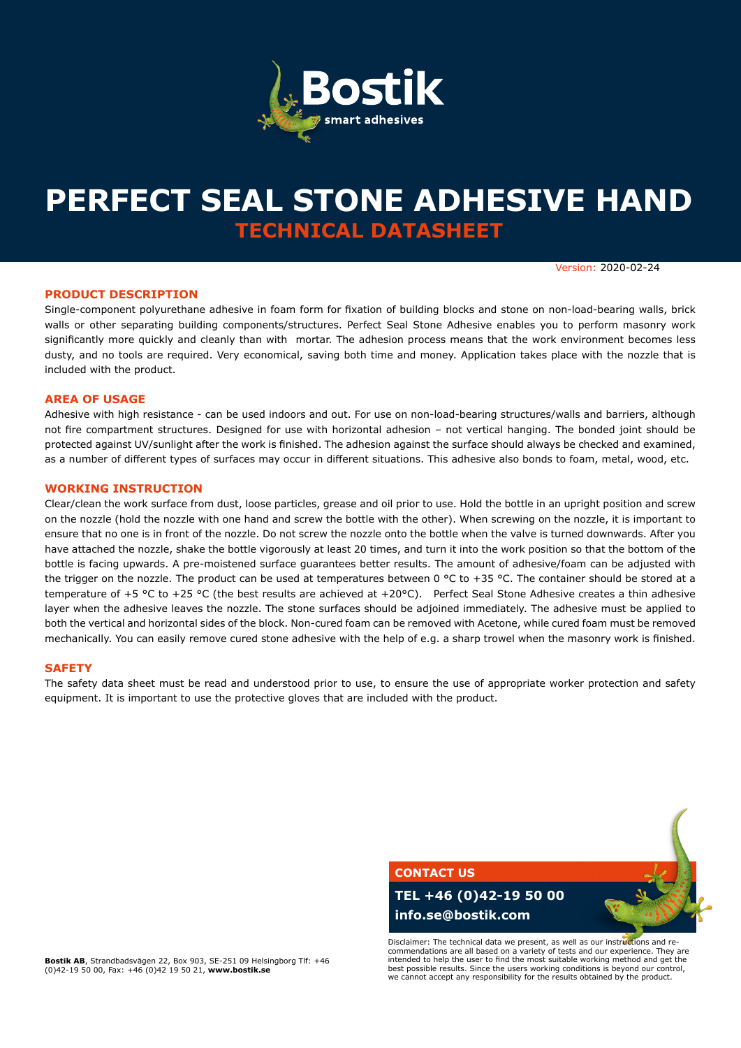Bostik

smart adhesives

# PERFECT SEAL STONE ADHESIVE HAND

## TECHNICAL DATASHEET

Version: 2020-02-24

### PRODUCT DESCRIPTION

Single-component polyurethane adhesive in foam form for fixation of building blocks and stone on non-load-bearing walls, brick walls or other separating building components/structures. Perfect Seal Stone Adhesive enables you to perform masonry work significantly more quickly and cleanly than with mortar. The adhesion process means that the work environment becomes less dusty, and no tools are required. Very economical, saving both time and money. Application takes place with the nozzle that is included with the product.

### AREA OF USAGE

Adhesive with high resistance - can be used indoors and out. For use on non-load-bearing structures/walls and barriers, although not fire compartment structures. Designed for use with horizontal adhesion – not vertical hanging. The bonded joint should be protected against UV/sunlight after the work is finished. The adhesion against the surface should always be checked and examined, as a number of different types of surfaces may occur in different situations. This adhesive also bonds to foam, metal, wood, etc.

### WORKING INSTRUCTION

Clear/clean the work surface from dust, loose particles, grease and oil prior to use. Hold the bottle in an upright position and screw on the nozzle (hold the nozzle with one hand and screw the bottle with the other). When screwing on the nozzle, it is important to ensure that no one is in front of the nozzle. Do not screw the nozzle onto the bottle when the valve is turned downwards. After you have attached the nozzle, shake the bottle vigorously at least 20 times, and turn it into the work position so that the bottom of the bottle is facing upwards. A pre-moistened surface guarantees better results. The amount of adhesive/foam can be adjusted with the trigger on the nozzle. The product can be used at temperatures between 0 °C to +35 °C. The container should be stored at a temperature of +5 °C to +25 °C (the best results are achieved at +20°C). Perfect Seal Stone Adhesive creates a thin adhesive layer when the adhesive leaves the nozzle. The stone surfaces should be adjoined immediately. The adhesive must be applied to both the vertical and horizontal sides of the block. Non-cured foam can be removed with Acetone, while cured foam must be removed mechanically. You can easily remove cured stone adhesive with the help of e.g. a sharp trowel when the masonry work is finished.

### SAFETY

The safety data sheet must be read and understood prior to use, to ensure the use of appropriate worker protection and safety equipment. It is important to use the protective gloves that are included with the product.

**CONTACT US**

**TEL +46 (0)42-19 50 00**

**info.se@bostik.com**

Disclaimer: The technical data we present, as well as our instructions and recommendations are all based on a variety of tests and our experience. They are intended to help the user to find the most suitable working method and get the best possible results. Since the users working conditions is beyond our control, we cannot accept any responsibility for the results obtained by the product.

**Bostik AB**, Strandbadsvägen 22, Box 903, SE-251 09 Helsingborg Tlf: +46 (0)42-19 50 00, Fax: +46 (0)42 19 50 21, **www.bostik.se**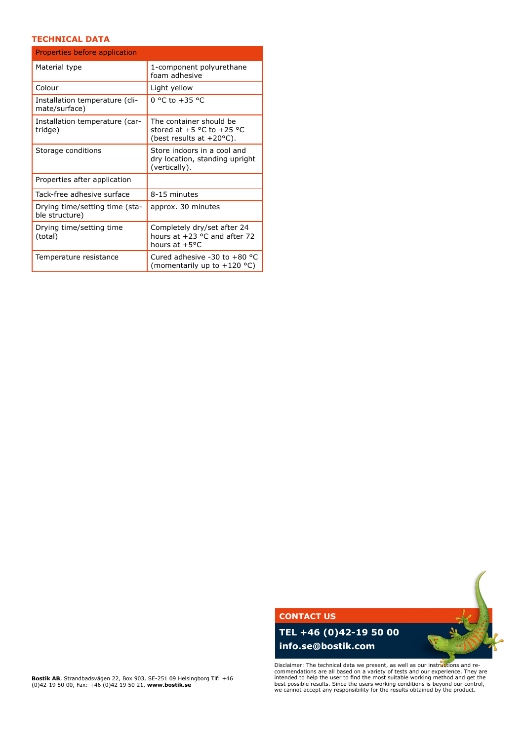## TECHNICAL DATA

| Properties before application | |
|---|---|
| Material type | 1-component polyurethane foam adhesive |
| Colour | Light yellow |
| Installation temperature (climate/surface) | 0 °C to +35 °C |
| Installation temperature (cartridge) | The container should be stored at +5 °C to +25 °C (best results at +20°C). |
| Storage conditions | Store indoors in a cool and dry location, standing upright (vertically). |
| Properties after application | |
| Tack-free adhesive surface | 8-15 minutes |
| Drying time/setting time (stable structure) | approx. 30 minutes |
| Drying time/setting time (total) | Completely dry/set after 24 hours at +23 °C and after 72 hours at +5°C |
| Temperature resistance | Cured adhesive -30 to +80 °C (momentarily up to +120 °C) |

**CONTACT US**

**TEL +46 (0)42-19 50 00**

**info.se@bostik.com**

Disclaimer: The technical data we present, as well as our instructions and recommendations are all based on a variety of tests and our experience. They are intended to help the user to find the most suitable working method and get the best possible results. Since the users working conditions is beyond our control, we cannot accept any responsibility for the results obtained by the product.

**Bostik AB**, Strandbadsvägen 22, Box 903, SE-251 09 Helsingborg Tlf: +46 (0)42-19 50 00, Fax: +46 (0)42 19 50 21, **www.bostik.se**